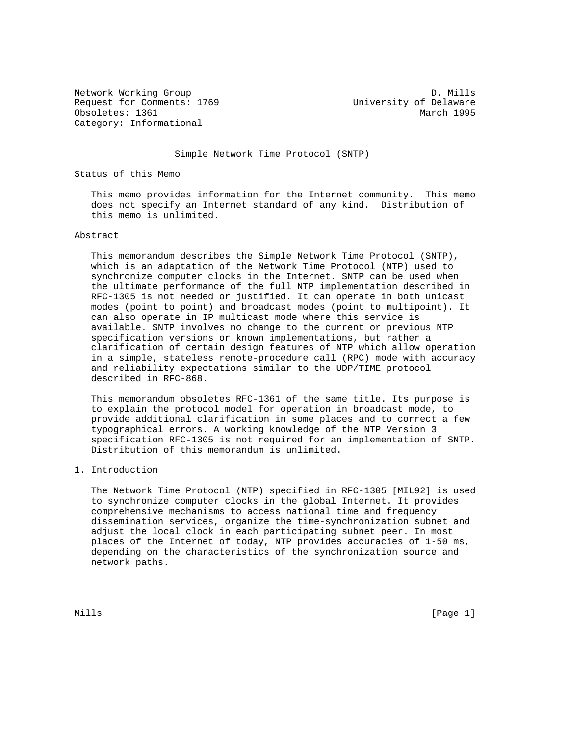Network Working Group D. Mills
Request for Comments: 1769 University of Delaware
Obsoletes: 1361 March 1995
Category: Informational

# Simple Network Time Protocol (SNTP)

## Status of this Memo

This memo provides information for the Internet community. This memo does not specify an Internet standard of any kind. Distribution of this memo is unlimited.

## Abstract

This memorandum describes the Simple Network Time Protocol (SNTP), which is an adaptation of the Network Time Protocol (NTP) used to synchronize computer clocks in the Internet. SNTP can be used when the ultimate performance of the full NTP implementation described in RFC-1305 is not needed or justified. It can operate in both unicast modes (point to point) and broadcast modes (point to multipoint). It can also operate in IP multicast mode where this service is available. SNTP involves no change to the current or previous NTP specification versions or known implementations, but rather a clarification of certain design features of NTP which allow operation in a simple, stateless remote-procedure call (RPC) mode with accuracy and reliability expectations similar to the UDP/TIME protocol described in RFC-868.

This memorandum obsoletes RFC-1361 of the same title. Its purpose is to explain the protocol model for operation in broadcast mode, to provide additional clarification in some places and to correct a few typographical errors. A working knowledge of the NTP Version 3 specification RFC-1305 is not required for an implementation of SNTP. Distribution of this memorandum is unlimited.

## 1. Introduction

The Network Time Protocol (NTP) specified in RFC-1305 [MIL92] is used to synchronize computer clocks in the global Internet. It provides comprehensive mechanisms to access national time and frequency dissemination services, organize the time-synchronization subnet and adjust the local clock in each participating subnet peer. In most places of the Internet of today, NTP provides accuracies of 1-50 ms, depending on the characteristics of the synchronization source and network paths.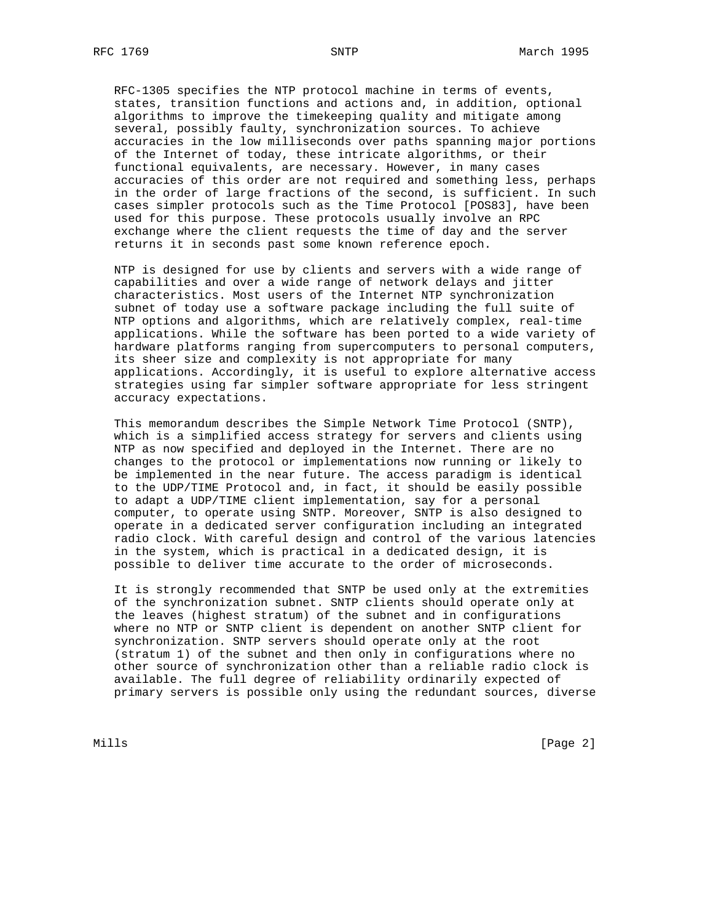RFC-1305 specifies the NTP protocol machine in terms of events, states, transition functions and actions and, in addition, optional algorithms to improve the timekeeping quality and mitigate among several, possibly faulty, synchronization sources. To achieve accuracies in the low milliseconds over paths spanning major portions of the Internet of today, these intricate algorithms, or their functional equivalents, are necessary. However, in many cases accuracies of this order are not required and something less, perhaps in the order of large fractions of the second, is sufficient. In such cases simpler protocols such as the Time Protocol [POS83], have been used for this purpose. These protocols usually involve an RPC exchange where the client requests the time of day and the server returns it in seconds past some known reference epoch.

NTP is designed for use by clients and servers with a wide range of capabilities and over a wide range of network delays and jitter characteristics. Most users of the Internet NTP synchronization subnet of today use a software package including the full suite of NTP options and algorithms, which are relatively complex, real-time applications. While the software has been ported to a wide variety of hardware platforms ranging from supercomputers to personal computers, its sheer size and complexity is not appropriate for many applications. Accordingly, it is useful to explore alternative access strategies using far simpler software appropriate for less stringent accuracy expectations.

This memorandum describes the Simple Network Time Protocol (SNTP), which is a simplified access strategy for servers and clients using NTP as now specified and deployed in the Internet. There are no changes to the protocol or implementations now running or likely to be implemented in the near future. The access paradigm is identical to the UDP/TIME Protocol and, in fact, it should be easily possible to adapt a UDP/TIME client implementation, say for a personal computer, to operate using SNTP. Moreover, SNTP is also designed to operate in a dedicated server configuration including an integrated radio clock. With careful design and control of the various latencies in the system, which is practical in a dedicated design, it is possible to deliver time accurate to the order of microseconds.

It is strongly recommended that SNTP be used only at the extremities of the synchronization subnet. SNTP clients should operate only at the leaves (highest stratum) of the subnet and in configurations where no NTP or SNTP client is dependent on another SNTP client for synchronization. SNTP servers should operate only at the root (stratum 1) of the subnet and then only in configurations where no other source of synchronization other than a reliable radio clock is available. The full degree of reliability ordinarily expected of primary servers is possible only using the redundant sources, diverse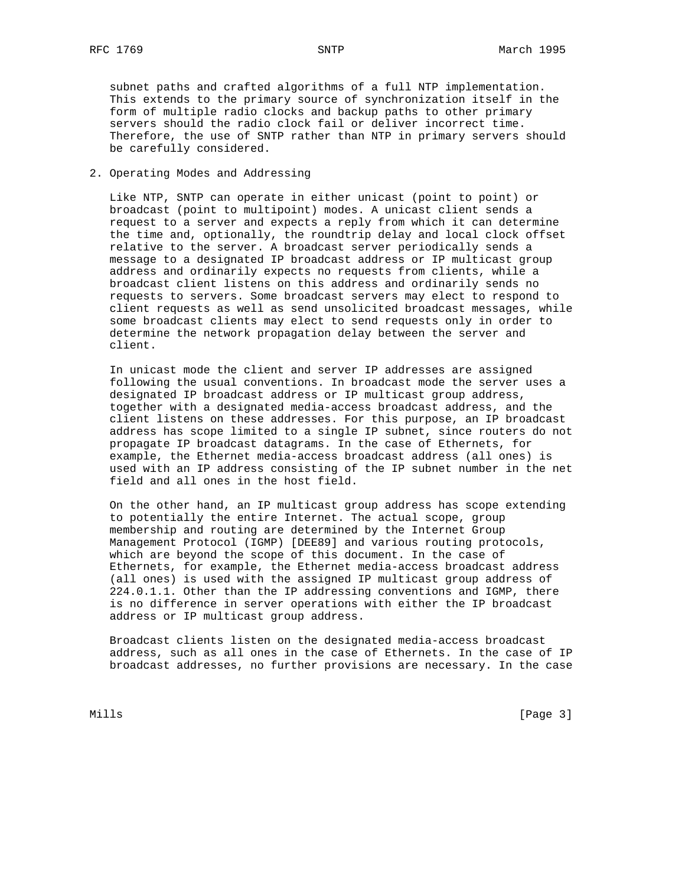subnet paths and crafted algorithms of a full NTP implementation. This extends to the primary source of synchronization itself in the form of multiple radio clocks and backup paths to other primary servers should the radio clock fail or deliver incorrect time. Therefore, the use of SNTP rather than NTP in primary servers should be carefully considered.

## 2. Operating Modes and Addressing

Like NTP, SNTP can operate in either unicast (point to point) or broadcast (point to multipoint) modes. A unicast client sends a request to a server and expects a reply from which it can determine the time and, optionally, the roundtrip delay and local clock offset relative to the server. A broadcast server periodically sends a message to a designated IP broadcast address or IP multicast group address and ordinarily expects no requests from clients, while a broadcast client listens on this address and ordinarily sends no requests to servers. Some broadcast servers may elect to respond to client requests as well as send unsolicited broadcast messages, while some broadcast clients may elect to send requests only in order to determine the network propagation delay between the server and client.

In unicast mode the client and server IP addresses are assigned following the usual conventions. In broadcast mode the server uses a designated IP broadcast address or IP multicast group address, together with a designated media-access broadcast address, and the client listens on these addresses. For this purpose, an IP broadcast address has scope limited to a single IP subnet, since routers do not propagate IP broadcast datagrams. In the case of Ethernets, for example, the Ethernet media-access broadcast address (all ones) is used with an IP address consisting of the IP subnet number in the net field and all ones in the host field.

On the other hand, an IP multicast group address has scope extending to potentially the entire Internet. The actual scope, group membership and routing are determined by the Internet Group Management Protocol (IGMP) [DEE89] and various routing protocols, which are beyond the scope of this document. In the case of Ethernets, for example, the Ethernet media-access broadcast address (all ones) is used with the assigned IP multicast group address of 224.0.1.1. Other than the IP addressing conventions and IGMP, there is no difference in server operations with either the IP broadcast address or IP multicast group address.

Broadcast clients listen on the designated media-access broadcast address, such as all ones in the case of Ethernets. In the case of IP broadcast addresses, no further provisions are necessary. In the case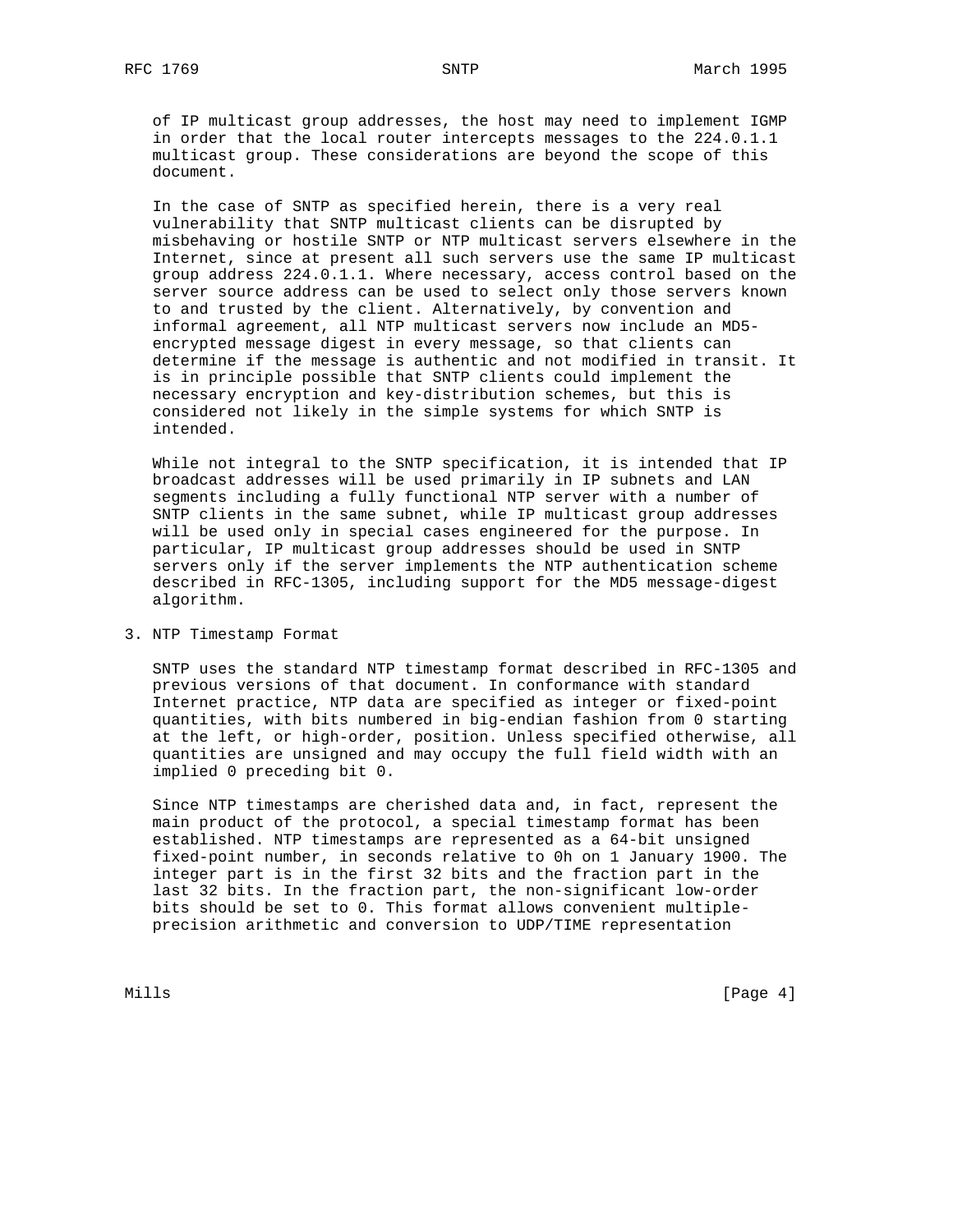of IP multicast group addresses, the host may need to implement IGMP in order that the local router intercepts messages to the 224.0.1.1 multicast group. These considerations are beyond the scope of this document.

In the case of SNTP as specified herein, there is a very real vulnerability that SNTP multicast clients can be disrupted by misbehaving or hostile SNTP or NTP multicast servers elsewhere in the Internet, since at present all such servers use the same IP multicast group address 224.0.1.1. Where necessary, access control based on the server source address can be used to select only those servers known to and trusted by the client. Alternatively, by convention and informal agreement, all NTP multicast servers now include an MD5-encrypted message digest in every message, so that clients can determine if the message is authentic and not modified in transit. It is in principle possible that SNTP clients could implement the necessary encryption and key-distribution schemes, but this is considered not likely in the simple systems for which SNTP is intended.

While not integral to the SNTP specification, it is intended that IP broadcast addresses will be used primarily in IP subnets and LAN segments including a fully functional NTP server with a number of SNTP clients in the same subnet, while IP multicast group addresses will be used only in special cases engineered for the purpose. In particular, IP multicast group addresses should be used in SNTP servers only if the server implements the NTP authentication scheme described in RFC-1305, including support for the MD5 message-digest algorithm.

## 3. NTP Timestamp Format

SNTP uses the standard NTP timestamp format described in RFC-1305 and previous versions of that document. In conformance with standard Internet practice, NTP data are specified as integer or fixed-point quantities, with bits numbered in big-endian fashion from 0 starting at the left, or high-order, position. Unless specified otherwise, all quantities are unsigned and may occupy the full field width with an implied 0 preceding bit 0.

Since NTP timestamps are cherished data and, in fact, represent the main product of the protocol, a special timestamp format has been established. NTP timestamps are represented as a 64-bit unsigned fixed-point number, in seconds relative to 0h on 1 January 1900. The integer part is in the first 32 bits and the fraction part in the last 32 bits. In the fraction part, the non-significant low-order bits should be set to 0. This format allows convenient multiple-precision arithmetic and conversion to UDP/TIME representation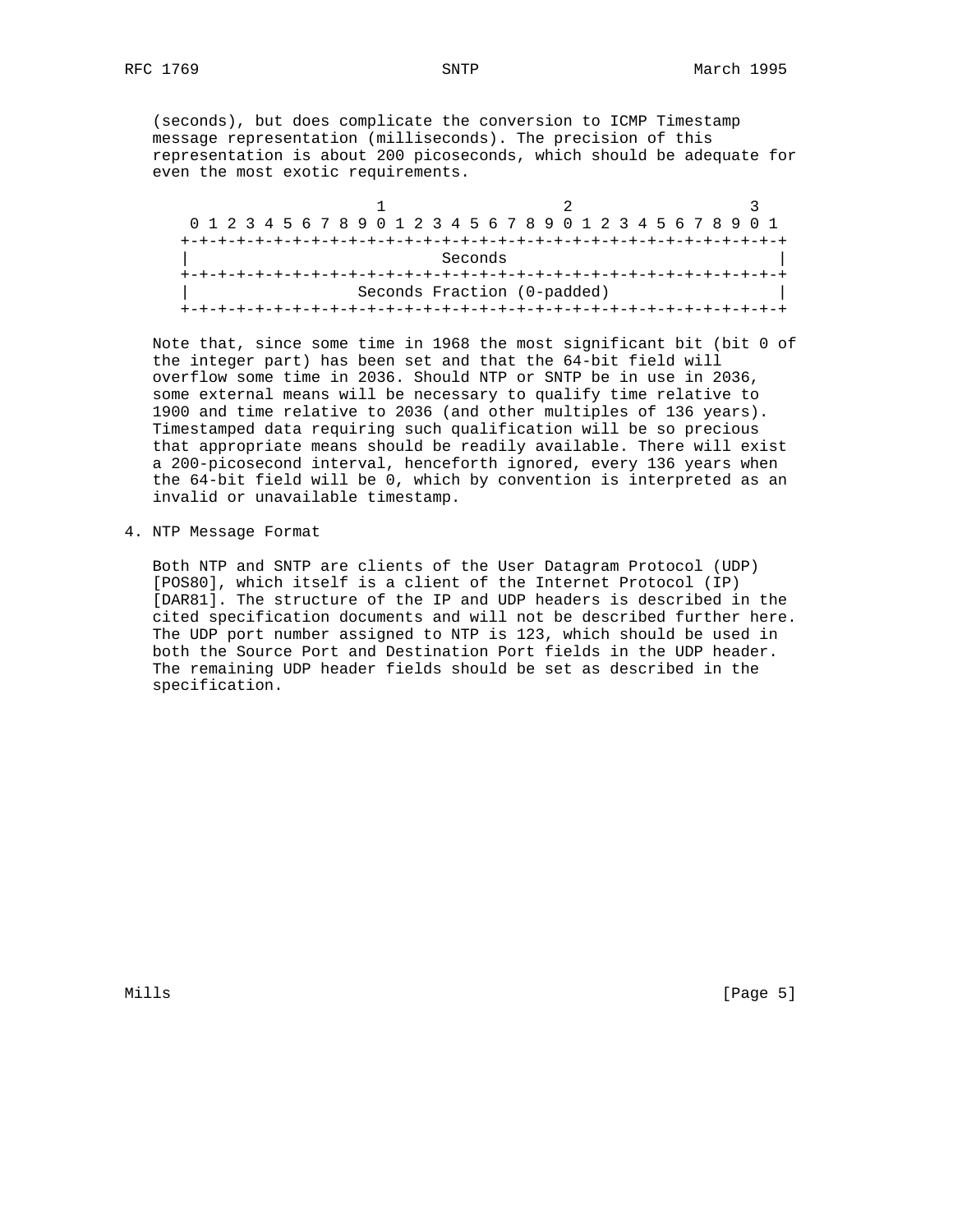(seconds), but does complicate the conversion to ICMP Timestamp message representation (milliseconds). The precision of this representation is about 200 picoseconds, which should be adequate for even the most exotic requirements.

```
                     1                   2                   3
 0 1 2 3 4 5 6 7 8 9 0 1 2 3 4 5 6 7 8 9 0 1 2 3 4 5 6 7 8 9 0 1
+-+-+-+-+-+-+-+-+-+-+-+-+-+-+-+-+-+-+-+-+-+-+-+-+-+-+-+-+-+-+-+-+
|                           Seconds                             |
+-+-+-+-+-+-+-+-+-+-+-+-+-+-+-+-+-+-+-+-+-+-+-+-+-+-+-+-+-+-+-+-+
|                  Seconds Fraction (0-padded)                  |
+-+-+-+-+-+-+-+-+-+-+-+-+-+-+-+-+-+-+-+-+-+-+-+-+-+-+-+-+-+-+-+-+
```

Note that, since some time in 1968 the most significant bit (bit 0 of the integer part) has been set and that the 64-bit field will overflow some time in 2036. Should NTP or SNTP be in use in 2036, some external means will be necessary to qualify time relative to 1900 and time relative to 2036 (and other multiples of 136 years). Timestamped data requiring such qualification will be so precious that appropriate means should be readily available. There will exist a 200-picosecond interval, henceforth ignored, every 136 years when the 64-bit field will be 0, which by convention is interpreted as an invalid or unavailable timestamp.

## 4. NTP Message Format

Both NTP and SNTP are clients of the User Datagram Protocol (UDP) [POS80], which itself is a client of the Internet Protocol (IP) [DAR81]. The structure of the IP and UDP headers is described in the cited specification documents and will not be described further here. The UDP port number assigned to NTP is 123, which should be used in both the Source Port and Destination Port fields in the UDP header. The remaining UDP header fields should be set as described in the specification.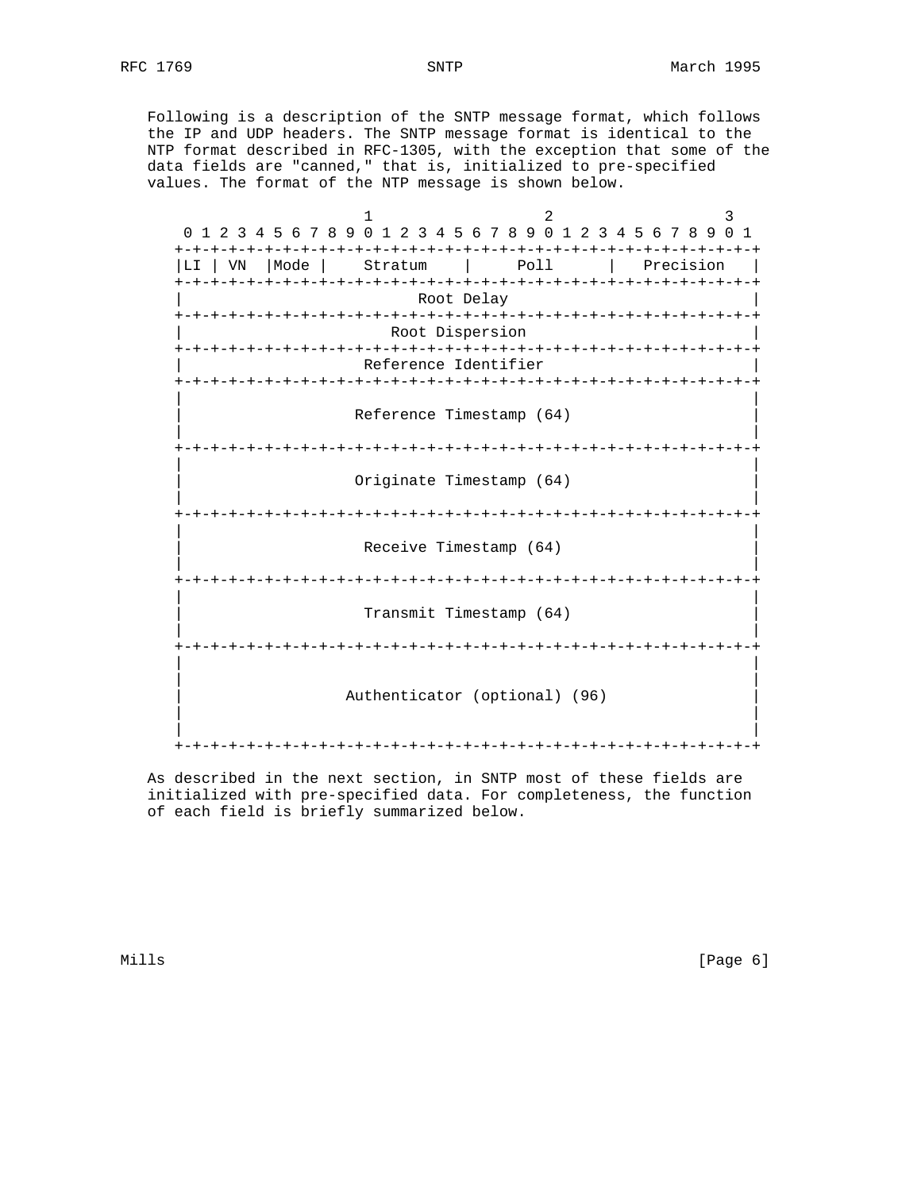Following is a description of the SNTP message format, which follows the IP and UDP headers. The SNTP message format is identical to the NTP format described in RFC-1305, with the exception that some of the data fields are "canned," that is, initialized to pre-specified values. The format of the NTP message is shown below.

```
                       1                   2                   3
   0 1 2 3 4 5 6 7 8 9 0 1 2 3 4 5 6 7 8 9 0 1 2 3 4 5 6 7 8 9 0 1
  +-+-+-+-+-+-+-+-+-+-+-+-+-+-+-+-+-+-+-+-+-+-+-+-+-+-+-+-+-+-+-+-+
  |LI | VN  |Mode |    Stratum    |     Poll      |   Precision   |
  +-+-+-+-+-+-+-+-+-+-+-+-+-+-+-+-+-+-+-+-+-+-+-+-+-+-+-+-+-+-+-+-+
  |                          Root Delay                           |
  +-+-+-+-+-+-+-+-+-+-+-+-+-+-+-+-+-+-+-+-+-+-+-+-+-+-+-+-+-+-+-+-+
  |                       Root Dispersion                         |
  +-+-+-+-+-+-+-+-+-+-+-+-+-+-+-+-+-+-+-+-+-+-+-+-+-+-+-+-+-+-+-+-+
  |                     Reference Identifier                      |
  +-+-+-+-+-+-+-+-+-+-+-+-+-+-+-+-+-+-+-+-+-+-+-+-+-+-+-+-+-+-+-+-+
  |                                                               |
  |                   Reference Timestamp (64)                    |
  |                                                               |
  +-+-+-+-+-+-+-+-+-+-+-+-+-+-+-+-+-+-+-+-+-+-+-+-+-+-+-+-+-+-+-+-+
  |                                                               |
  |                   Originate Timestamp (64)                    |
  |                                                               |
  +-+-+-+-+-+-+-+-+-+-+-+-+-+-+-+-+-+-+-+-+-+-+-+-+-+-+-+-+-+-+-+-+
  |                                                               |
  |                    Receive Timestamp (64)                     |
  |                                                               |
  +-+-+-+-+-+-+-+-+-+-+-+-+-+-+-+-+-+-+-+-+-+-+-+-+-+-+-+-+-+-+-+-+
  |                                                               |
  |                    Transmit Timestamp (64)                    |
  |                                                               |
  +-+-+-+-+-+-+-+-+-+-+-+-+-+-+-+-+-+-+-+-+-+-+-+-+-+-+-+-+-+-+-+-+
  |                                                               |
  |                                                               |
  |                 Authenticator (optional) (96)                 |
  |                                                               |
  |                                                               |
  +-+-+-+-+-+-+-+-+-+-+-+-+-+-+-+-+-+-+-+-+-+-+-+-+-+-+-+-+-+-+-+-+
```

As described in the next section, in SNTP most of these fields are initialized with pre-specified data. For completeness, the function of each field is briefly summarized below.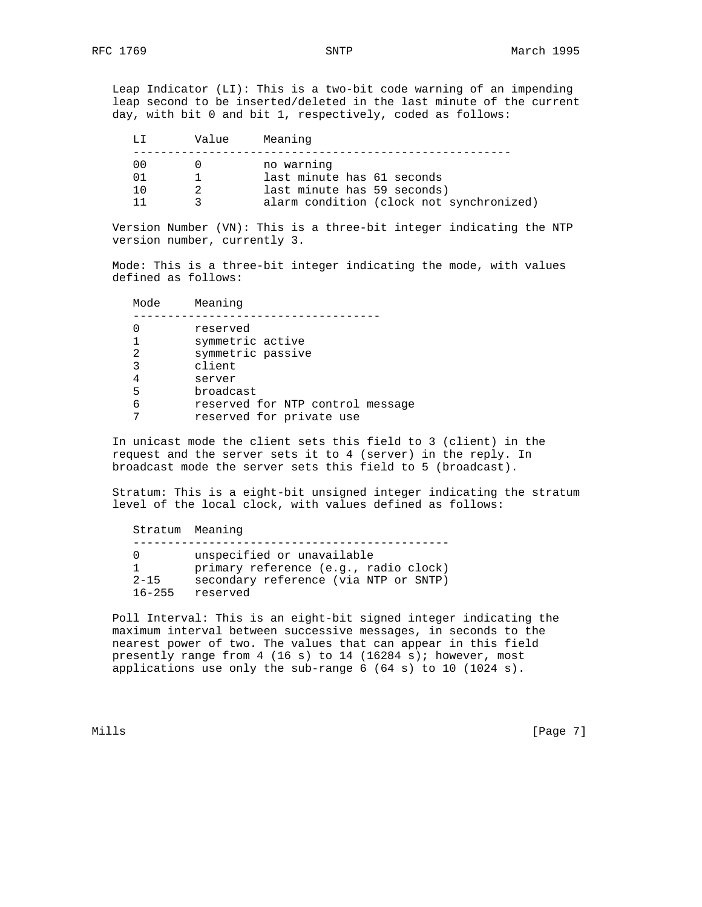Leap Indicator (LI): This is a two-bit code warning of an impending leap second to be inserted/deleted in the last minute of the current day, with bit 0 and bit 1, respectively, coded as follows:

| LI | Value | Meaning |
|---|---|---|
| 00 | 0 | no warning |
| 01 | 1 | last minute has 61 seconds |
| 10 | 2 | last minute has 59 seconds) |
| 11 | 3 | alarm condition (clock not synchronized) |

Version Number (VN): This is a three-bit integer indicating the NTP version number, currently 3.

Mode: This is a three-bit integer indicating the mode, with values defined as follows:

| Mode | Meaning |
|---|---|
| 0 | reserved |
| 1 | symmetric active |
| 2 | symmetric passive |
| 3 | client |
| 4 | server |
| 5 | broadcast |
| 6 | reserved for NTP control message |
| 7 | reserved for private use |

In unicast mode the client sets this field to 3 (client) in the request and the server sets it to 4 (server) in the reply. In broadcast mode the server sets this field to 5 (broadcast).

Stratum: This is a eight-bit unsigned integer indicating the stratum level of the local clock, with values defined as follows:

| Stratum | Meaning |
|---|---|
| 0 | unspecified or unavailable |
| 1 | primary reference (e.g., radio clock) |
| 2-15 | secondary reference (via NTP or SNTP) |
| 16-255 | reserved |

Poll Interval: This is an eight-bit signed integer indicating the maximum interval between successive messages, in seconds to the nearest power of two. The values that can appear in this field presently range from 4 (16 s) to 14 (16284 s); however, most applications use only the sub-range 6 (64 s) to 10 (1024 s).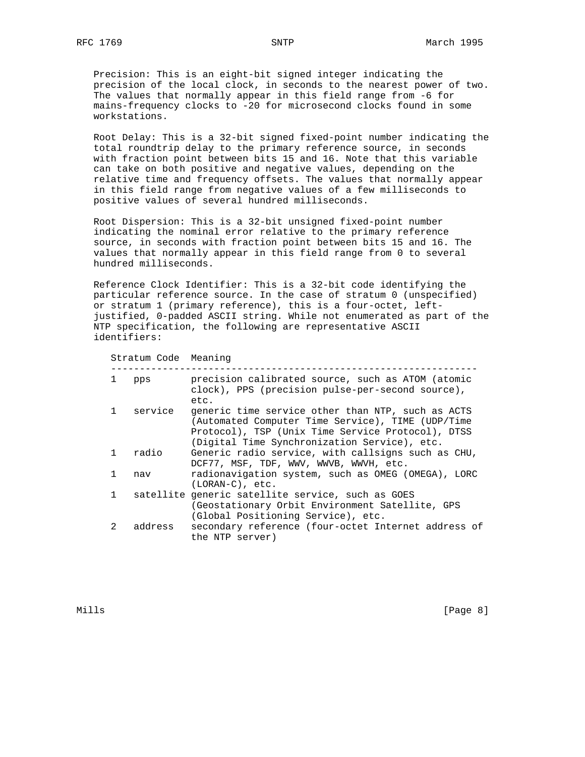Precision: This is an eight-bit signed integer indicating the precision of the local clock, in seconds to the nearest power of two. The values that normally appear in this field range from -6 for mains-frequency clocks to -20 for microsecond clocks found in some workstations.

Root Delay: This is a 32-bit signed fixed-point number indicating the total roundtrip delay to the primary reference source, in seconds with fraction point between bits 15 and 16. Note that this variable can take on both positive and negative values, depending on the relative time and frequency offsets. The values that normally appear in this field range from negative values of a few milliseconds to positive values of several hundred milliseconds.

Root Dispersion: This is a 32-bit unsigned fixed-point number indicating the nominal error relative to the primary reference source, in seconds with fraction point between bits 15 and 16. The values that normally appear in this field range from 0 to several hundred milliseconds.

Reference Clock Identifier: This is a 32-bit code identifying the particular reference source. In the case of stratum 0 (unspecified) or stratum 1 (primary reference), this is a four-octet, left-justified, 0-padded ASCII string. While not enumerated as part of the NTP specification, the following are representative ASCII identifiers:

| Stratum | Code | Meaning |
|---|---|---|
| 1 | pps | precision calibrated source, such as ATOM (atomic clock), PPS (precision pulse-per-second source), etc. |
| 1 | service | generic time service other than NTP, such as ACTS (Automated Computer Time Service), TIME (UDP/Time Protocol), TSP (Unix Time Service Protocol), DTSS (Digital Time Synchronization Service), etc. |
| 1 | radio | Generic radio service, with callsigns such as CHU, DCF77, MSF, TDF, WWV, WWVB, WWVH, etc. |
| 1 | nav | radionavigation system, such as OMEG (OMEGA), LORC (LORAN-C), etc. |
| 1 | satellite | generic satellite service, such as GOES (Geostationary Orbit Environment Satellite, GPS (Global Positioning Service), etc. |
| 2 | address | secondary reference (four-octet Internet address of the NTP server) |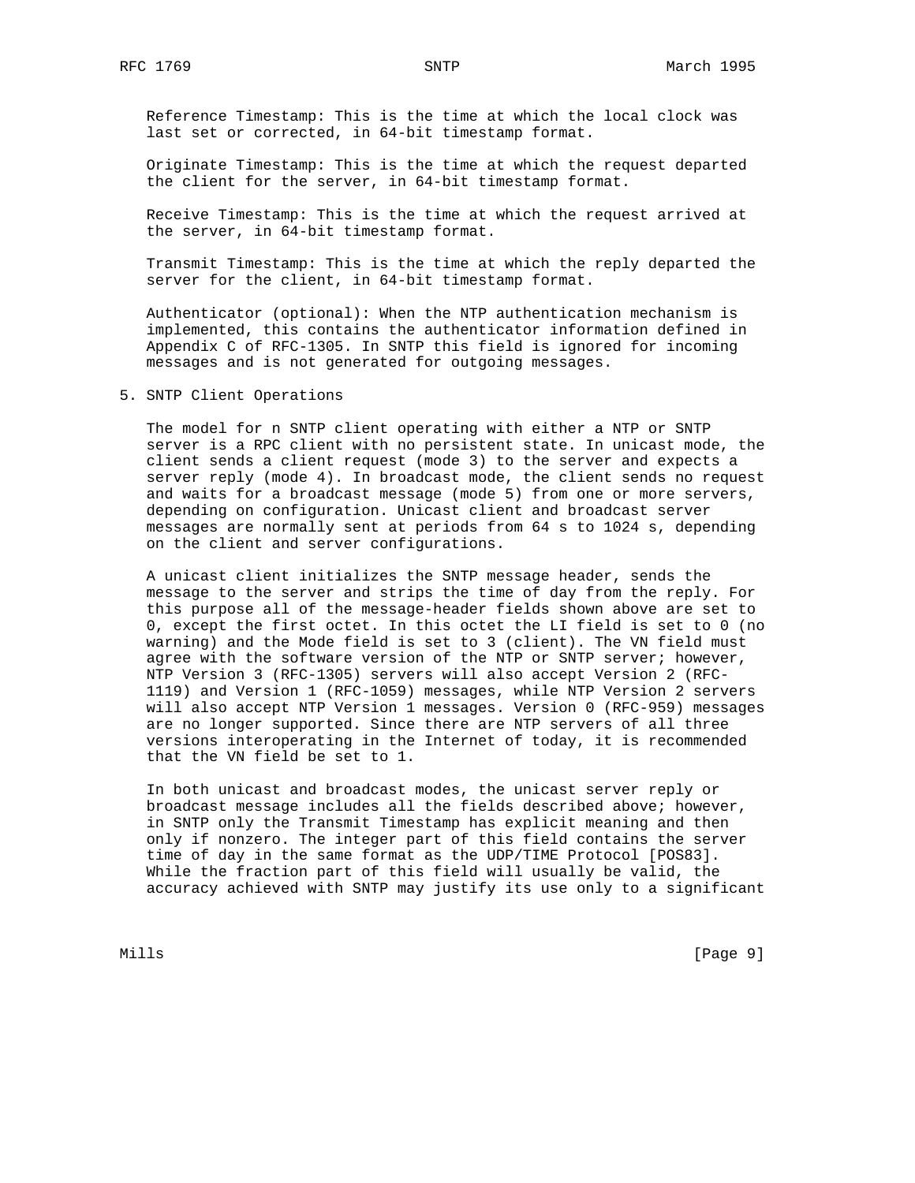Reference Timestamp: This is the time at which the local clock was last set or corrected, in 64-bit timestamp format.

Originate Timestamp: This is the time at which the request departed the client for the server, in 64-bit timestamp format.

Receive Timestamp: This is the time at which the request arrived at the server, in 64-bit timestamp format.

Transmit Timestamp: This is the time at which the reply departed the server for the client, in 64-bit timestamp format.

Authenticator (optional): When the NTP authentication mechanism is implemented, this contains the authenticator information defined in Appendix C of RFC-1305. In SNTP this field is ignored for incoming messages and is not generated for outgoing messages.

## 5. SNTP Client Operations

The model for n SNTP client operating with either a NTP or SNTP server is a RPC client with no persistent state. In unicast mode, the client sends a client request (mode 3) to the server and expects a server reply (mode 4). In broadcast mode, the client sends no request and waits for a broadcast message (mode 5) from one or more servers, depending on configuration. Unicast client and broadcast server messages are normally sent at periods from 64 s to 1024 s, depending on the client and server configurations.

A unicast client initializes the SNTP message header, sends the message to the server and strips the time of day from the reply. For this purpose all of the message-header fields shown above are set to 0, except the first octet. In this octet the LI field is set to 0 (no warning) and the Mode field is set to 3 (client). The VN field must agree with the software version of the NTP or SNTP server; however, NTP Version 3 (RFC-1305) servers will also accept Version 2 (RFC-1119) and Version 1 (RFC-1059) messages, while NTP Version 2 servers will also accept NTP Version 1 messages. Version 0 (RFC-959) messages are no longer supported. Since there are NTP servers of all three versions interoperating in the Internet of today, it is recommended that the VN field be set to 1.

In both unicast and broadcast modes, the unicast server reply or broadcast message includes all the fields described above; however, in SNTP only the Transmit Timestamp has explicit meaning and then only if nonzero. The integer part of this field contains the server time of day in the same format as the UDP/TIME Protocol [POS83]. While the fraction part of this field will usually be valid, the accuracy achieved with SNTP may justify its use only to a significant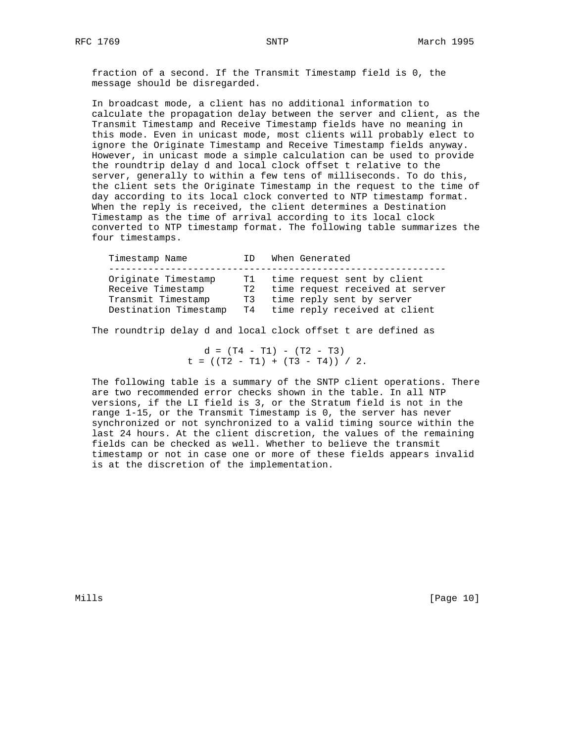fraction of a second. If the Transmit Timestamp field is 0, the message should be disregarded.

In broadcast mode, a client has no additional information to calculate the propagation delay between the server and client, as the Transmit Timestamp and Receive Timestamp fields have no meaning in this mode. Even in unicast mode, most clients will probably elect to ignore the Originate Timestamp and Receive Timestamp fields anyway. However, in unicast mode a simple calculation can be used to provide the roundtrip delay d and local clock offset t relative to the server, generally to within a few tens of milliseconds. To do this, the client sets the Originate Timestamp in the request to the time of day according to its local clock converted to NTP timestamp format. When the reply is received, the client determines a Destination Timestamp as the time of arrival according to its local clock converted to NTP timestamp format. The following table summarizes the four timestamps.

| Timestamp Name | ID | When Generated |
| --- | --- | --- |
| Originate Timestamp | T1 | time request sent by client |
| Receive Timestamp | T2 | time request received at server |
| Transmit Timestamp | T3 | time reply sent by server |
| Destination Timestamp | T4 | time reply received at client |

The roundtrip delay d and local clock offset t are defined as

$$d = (T4 - T1) - (T2 - T3)$$
$$t = ((T2 - T1) + (T3 - T4)) / 2.$$

The following table is a summary of the SNTP client operations. There are two recommended error checks shown in the table. In all NTP versions, if the LI field is 3, or the Stratum field is not in the range 1-15, or the Transmit Timestamp is 0, the server has never synchronized or not synchronized to a valid timing source within the last 24 hours. At the client discretion, the values of the remaining fields can be checked as well. Whether to believe the transmit timestamp or not in case one or more of these fields appears invalid is at the discretion of the implementation.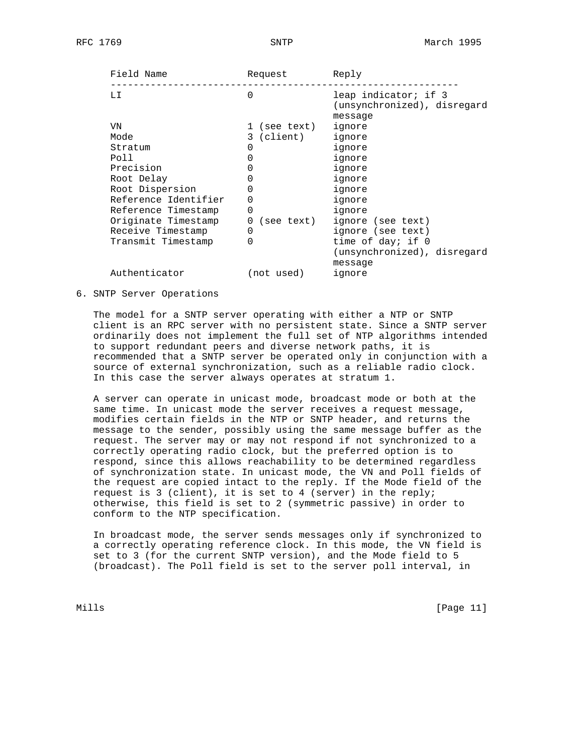| Field Name | Request | Reply |
| --- | --- | --- |
| LI | 0 | leap indicator; if 3 (unsynchronized), disregard message |
| VN | 1 (see text) | ignore |
| Mode | 3 (client) | ignore |
| Stratum | 0 | ignore |
| Poll | 0 | ignore |
| Precision | 0 | ignore |
| Root Delay | 0 | ignore |
| Root Dispersion | 0 | ignore |
| Reference Identifier | 0 | ignore |
| Reference Timestamp | 0 | ignore |
| Originate Timestamp | 0 (see text) | ignore (see text) |
| Receive Timestamp | 0 | ignore (see text) |
| Transmit Timestamp | 0 | time of day; if 0 (unsynchronized), disregard message |
| Authenticator | (not used) | ignore |

## 6. SNTP Server Operations

The model for a SNTP server operating with either a NTP or SNTP client is an RPC server with no persistent state. Since a SNTP server ordinarily does not implement the full set of NTP algorithms intended to support redundant peers and diverse network paths, it is recommended that a SNTP server be operated only in conjunction with a source of external synchronization, such as a reliable radio clock. In this case the server always operates at stratum 1.

A server can operate in unicast mode, broadcast mode or both at the same time. In unicast mode the server receives a request message, modifies certain fields in the NTP or SNTP header, and returns the message to the sender, possibly using the same message buffer as the request. The server may or may not respond if not synchronized to a correctly operating radio clock, but the preferred option is to respond, since this allows reachability to be determined regardless of synchronization state. In unicast mode, the VN and Poll fields of the request are copied intact to the reply. If the Mode field of the request is 3 (client), it is set to 4 (server) in the reply; otherwise, this field is set to 2 (symmetric passive) in order to conform to the NTP specification.

In broadcast mode, the server sends messages only if synchronized to a correctly operating reference clock. In this mode, the VN field is set to 3 (for the current SNTP version), and the Mode field to 5 (broadcast). The Poll field is set to the server poll interval, in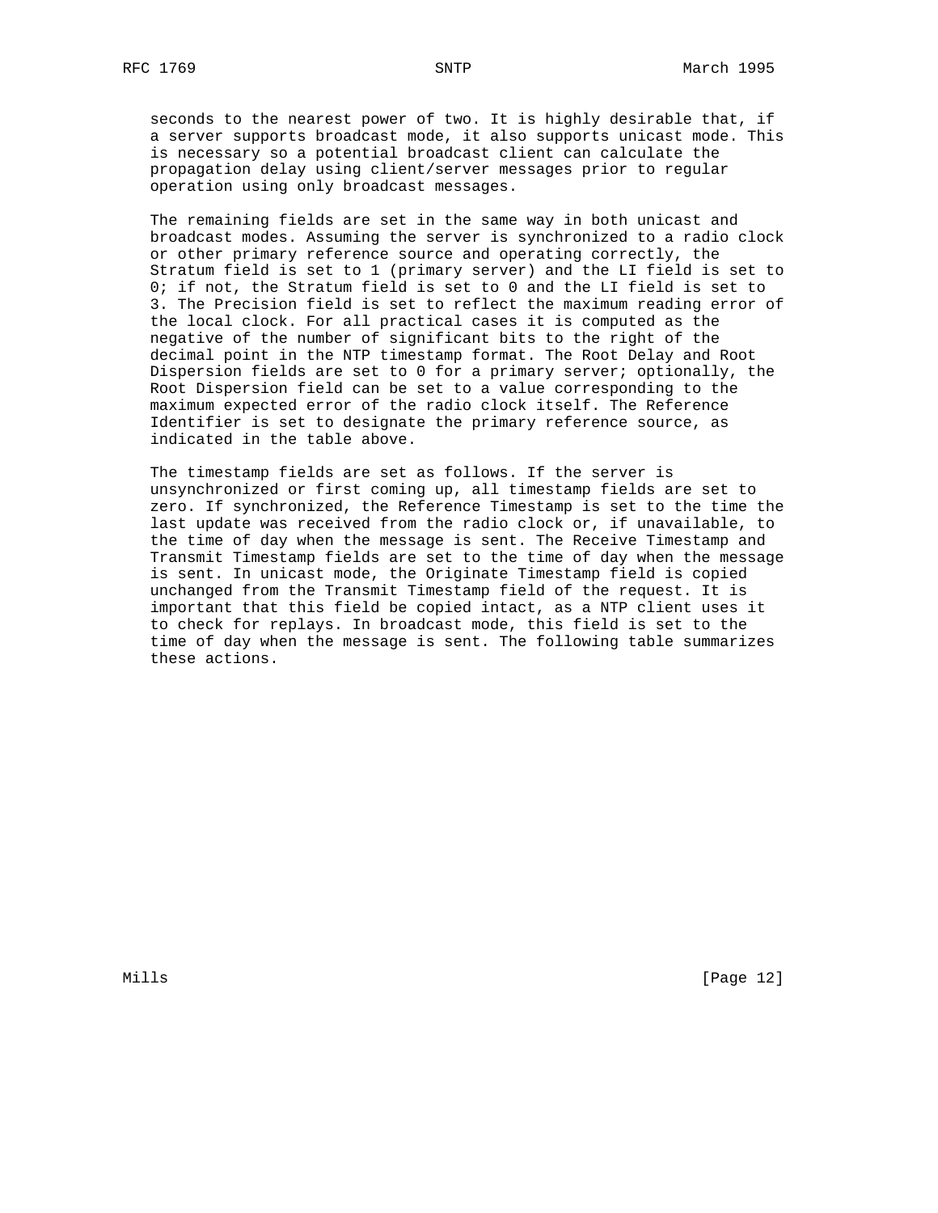seconds to the nearest power of two. It is highly desirable that, if a server supports broadcast mode, it also supports unicast mode. This is necessary so a potential broadcast client can calculate the propagation delay using client/server messages prior to regular operation using only broadcast messages.

The remaining fields are set in the same way in both unicast and broadcast modes. Assuming the server is synchronized to a radio clock or other primary reference source and operating correctly, the Stratum field is set to 1 (primary server) and the LI field is set to 0; if not, the Stratum field is set to 0 and the LI field is set to 3. The Precision field is set to reflect the maximum reading error of the local clock. For all practical cases it is computed as the negative of the number of significant bits to the right of the decimal point in the NTP timestamp format. The Root Delay and Root Dispersion fields are set to 0 for a primary server; optionally, the Root Dispersion field can be set to a value corresponding to the maximum expected error of the radio clock itself. The Reference Identifier is set to designate the primary reference source, as indicated in the table above.

The timestamp fields are set as follows. If the server is unsynchronized or first coming up, all timestamp fields are set to zero. If synchronized, the Reference Timestamp is set to the time the last update was received from the radio clock or, if unavailable, to the time of day when the message is sent. The Receive Timestamp and Transmit Timestamp fields are set to the time of day when the message is sent. In unicast mode, the Originate Timestamp field is copied unchanged from the Transmit Timestamp field of the request. It is important that this field be copied intact, as a NTP client uses it to check for replays. In broadcast mode, this field is set to the time of day when the message is sent. The following table summarizes these actions.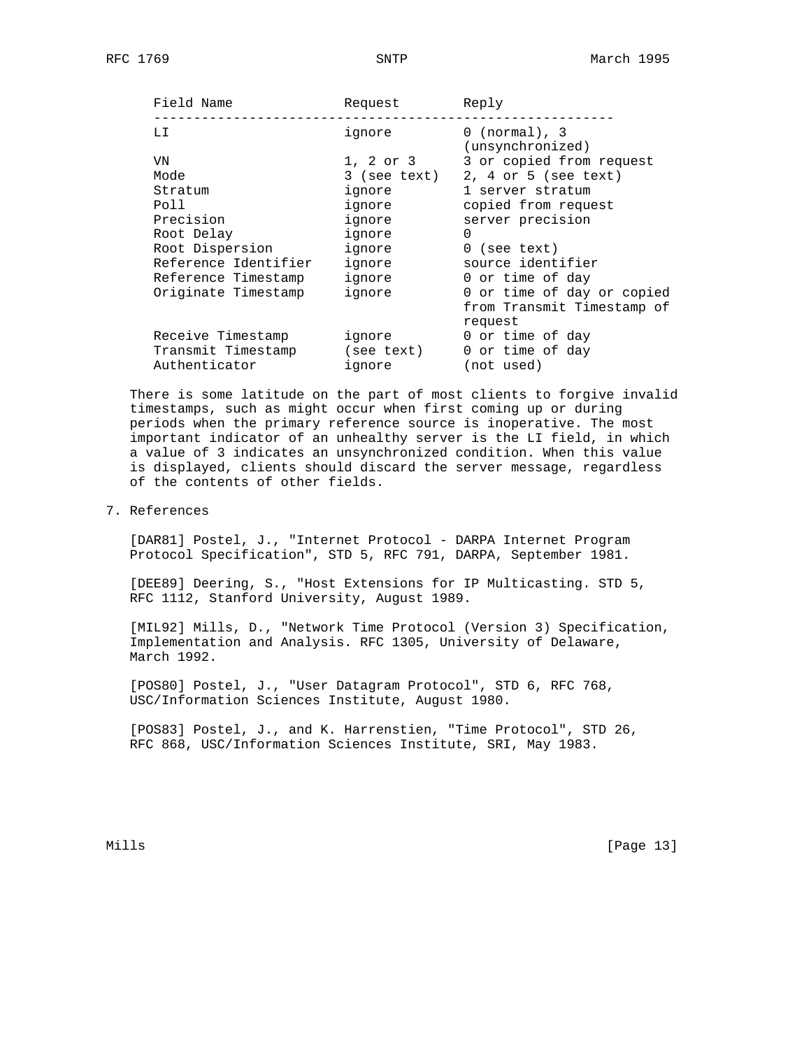| Field Name | Request | Reply |
| --- | --- | --- |
| LI | ignore | 0 (normal), 3 (unsynchronized) |
| VN | 1, 2 or 3 | 3 or copied from request |
| Mode | 3 (see text) | 2, 4 or 5 (see text) |
| Stratum | ignore | 1 server stratum |
| Poll | ignore | copied from request |
| Precision | ignore | server precision |
| Root Delay | ignore | 0 |
| Root Dispersion | ignore | 0 (see text) |
| Reference Identifier | ignore | source identifier |
| Reference Timestamp | ignore | 0 or time of day |
| Originate Timestamp | ignore | 0 or time of day or copied from Transmit Timestamp of request |
| Receive Timestamp | ignore | 0 or time of day |
| Transmit Timestamp | (see text) | 0 or time of day |
| Authenticator | ignore | (not used) |

There is some latitude on the part of most clients to forgive invalid timestamps, such as might occur when first coming up or during periods when the primary reference source is inoperative. The most important indicator of an unhealthy server is the LI field, in which a value of 3 indicates an unsynchronized condition. When this value is displayed, clients should discard the server message, regardless of the contents of other fields.

## 7. References

[DAR81] Postel, J., "Internet Protocol - DARPA Internet Program Protocol Specification", STD 5, RFC 791, DARPA, September 1981.

[DEE89] Deering, S., "Host Extensions for IP Multicasting. STD 5, RFC 1112, Stanford University, August 1989.

[MIL92] Mills, D., "Network Time Protocol (Version 3) Specification, Implementation and Analysis. RFC 1305, University of Delaware, March 1992.

[POS80] Postel, J., "User Datagram Protocol", STD 6, RFC 768, USC/Information Sciences Institute, August 1980.

[POS83] Postel, J., and K. Harrenstien, "Time Protocol", STD 26, RFC 868, USC/Information Sciences Institute, SRI, May 1983.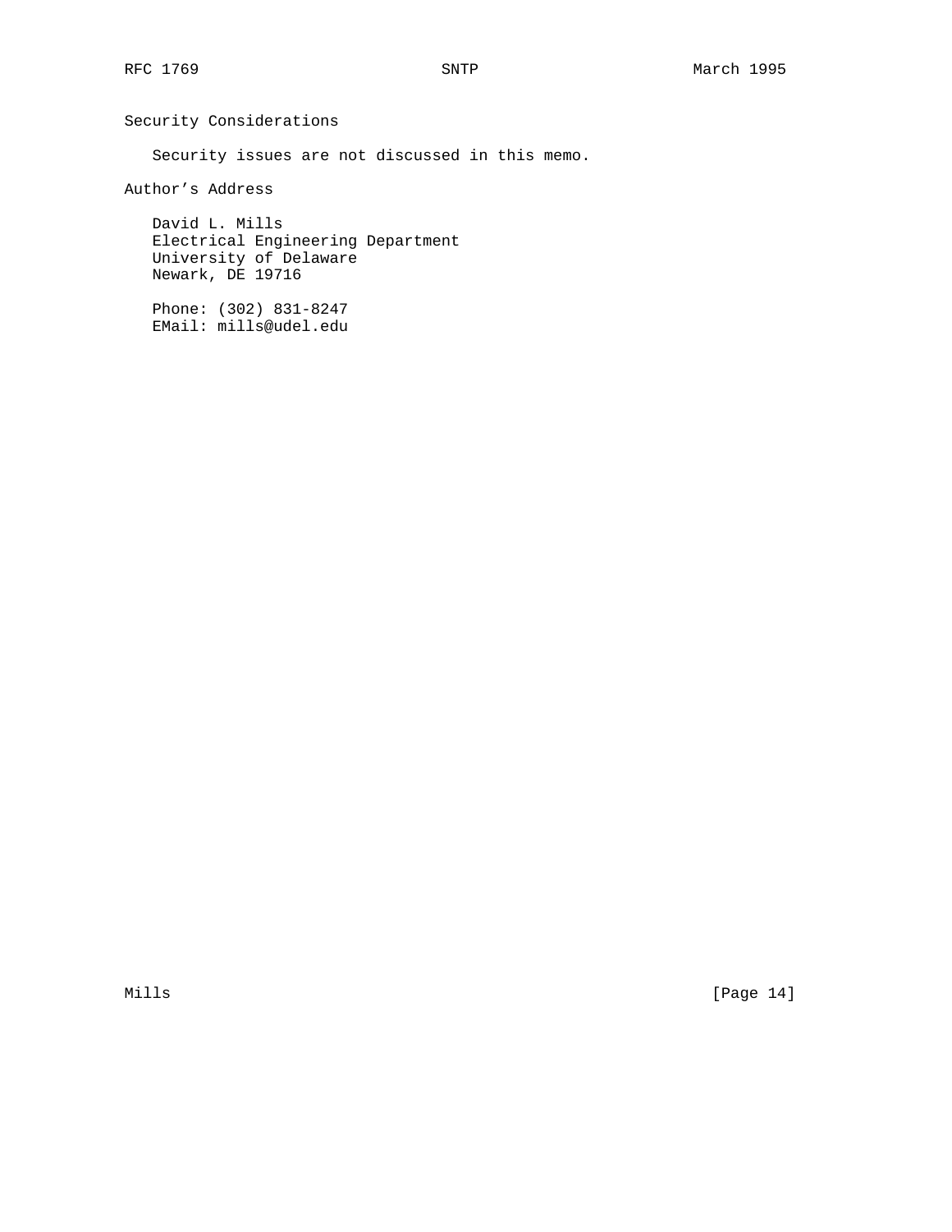## Security Considerations

Security issues are not discussed in this memo.

## Author's Address

David L. Mills
Electrical Engineering Department
University of Delaware
Newark, DE 19716

Phone: (302) 831-8247
EMail: mills@udel.edu